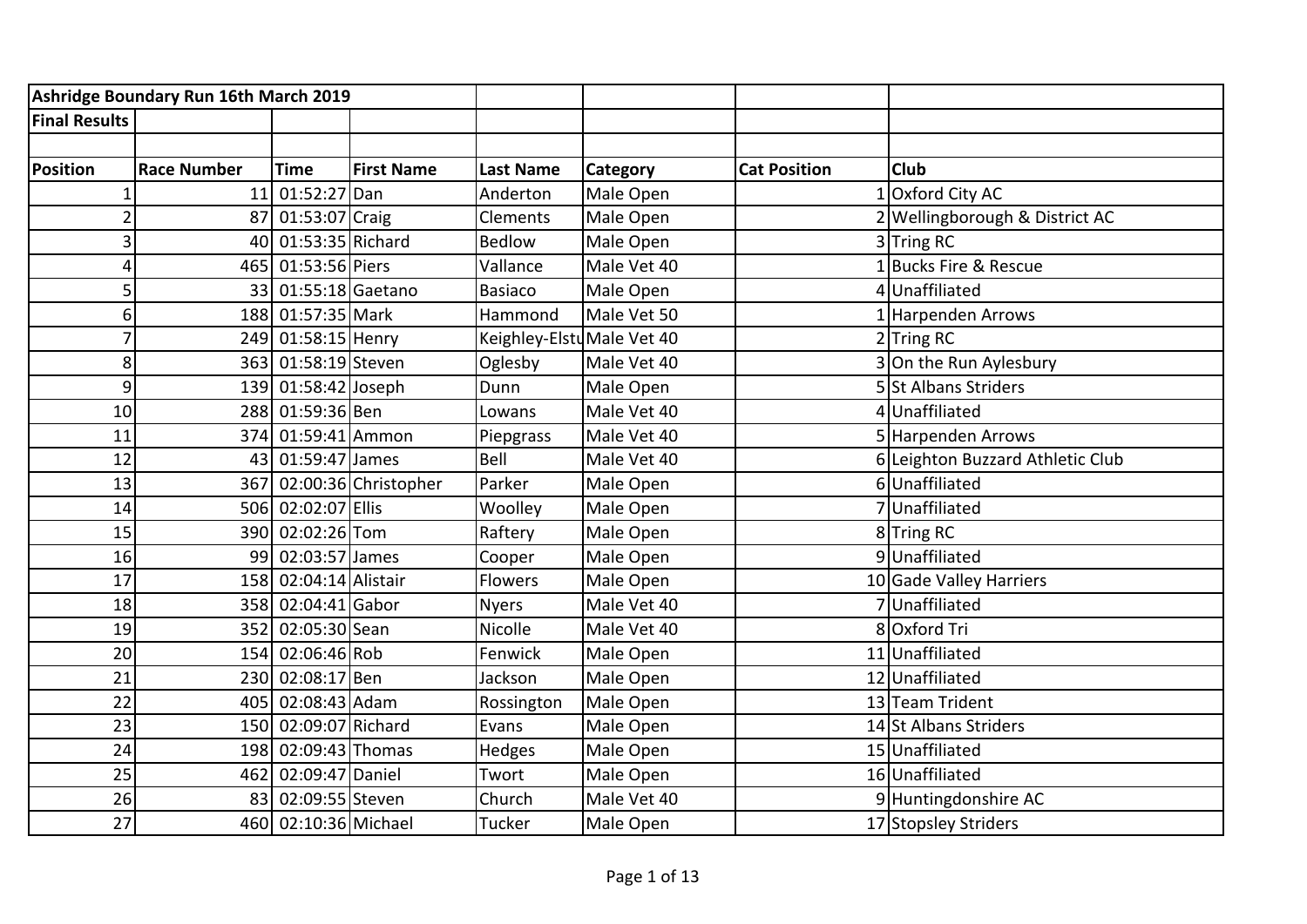**Ashridge Boundary Run 16th March 2019**

**Final Results**

| Position | Race Number | Time | First Name | Last Name | Category | Cat Position | Club |
|---|---|---|---|---|---|---|---|
| 1 | 11 | 01:52:27 | Dan | Anderton | Male Open | 1 | Oxford City AC |
| 2 | 87 | 01:53:07 | Craig | Clements | Male Open | 2 | Wellingborough & District AC |
| 3 | 40 | 01:53:35 | Richard | Bedlow | Male Open | 3 | Tring RC |
| 4 | 465 | 01:53:56 | Piers | Vallance | Male Vet 40 | 1 | Bucks Fire & Rescue |
| 5 | 33 | 01:55:18 | Gaetano | Basiaco | Male Open | 4 | Unaffiliated |
| 6 | 188 | 01:57:35 | Mark | Hammond | Male Vet 50 | 1 | Harpenden Arrows |
| 7 | 249 | 01:58:15 | Henry | Keighley-Elstu | Male Vet 40 | 2 | Tring RC |
| 8 | 363 | 01:58:19 | Steven | Oglesby | Male Vet 40 | 3 | On the Run Aylesbury |
| 9 | 139 | 01:58:42 | Joseph | Dunn | Male Open | 5 | St Albans Striders |
| 10 | 288 | 01:59:36 | Ben | Lowans | Male Vet 40 | 4 | Unaffiliated |
| 11 | 374 | 01:59:41 | Ammon | Piepgrass | Male Vet 40 | 5 | Harpenden Arrows |
| 12 | 43 | 01:59:47 | James | Bell | Male Vet 40 | 6 | Leighton Buzzard Athletic Club |
| 13 | 367 | 02:00:36 | Christopher | Parker | Male Open | 6 | Unaffiliated |
| 14 | 506 | 02:02:07 | Ellis | Woolley | Male Open | 7 | Unaffiliated |
| 15 | 390 | 02:02:26 | Tom | Raftery | Male Open | 8 | Tring RC |
| 16 | 99 | 02:03:57 | James | Cooper | Male Open | 9 | Unaffiliated |
| 17 | 158 | 02:04:14 | Alistair | Flowers | Male Open | 10 | Gade Valley Harriers |
| 18 | 358 | 02:04:41 | Gabor | Nyers | Male Vet 40 | 7 | Unaffiliated |
| 19 | 352 | 02:05:30 | Sean | Nicolle | Male Vet 40 | 8 | Oxford Tri |
| 20 | 154 | 02:06:46 | Rob | Fenwick | Male Open | 11 | Unaffiliated |
| 21 | 230 | 02:08:17 | Ben | Jackson | Male Open | 12 | Unaffiliated |
| 22 | 405 | 02:08:43 | Adam | Rossington | Male Open | 13 | Team Trident |
| 23 | 150 | 02:09:07 | Richard | Evans | Male Open | 14 | St Albans Striders |
| 24 | 198 | 02:09:43 | Thomas | Hedges | Male Open | 15 | Unaffiliated |
| 25 | 462 | 02:09:47 | Daniel | Twort | Male Open | 16 | Unaffiliated |
| 26 | 83 | 02:09:55 | Steven | Church | Male Vet 40 | 9 | Huntingdonshire AC |
| 27 | 460 | 02:10:36 | Michael | Tucker | Male Open | 17 | Stopsley Striders |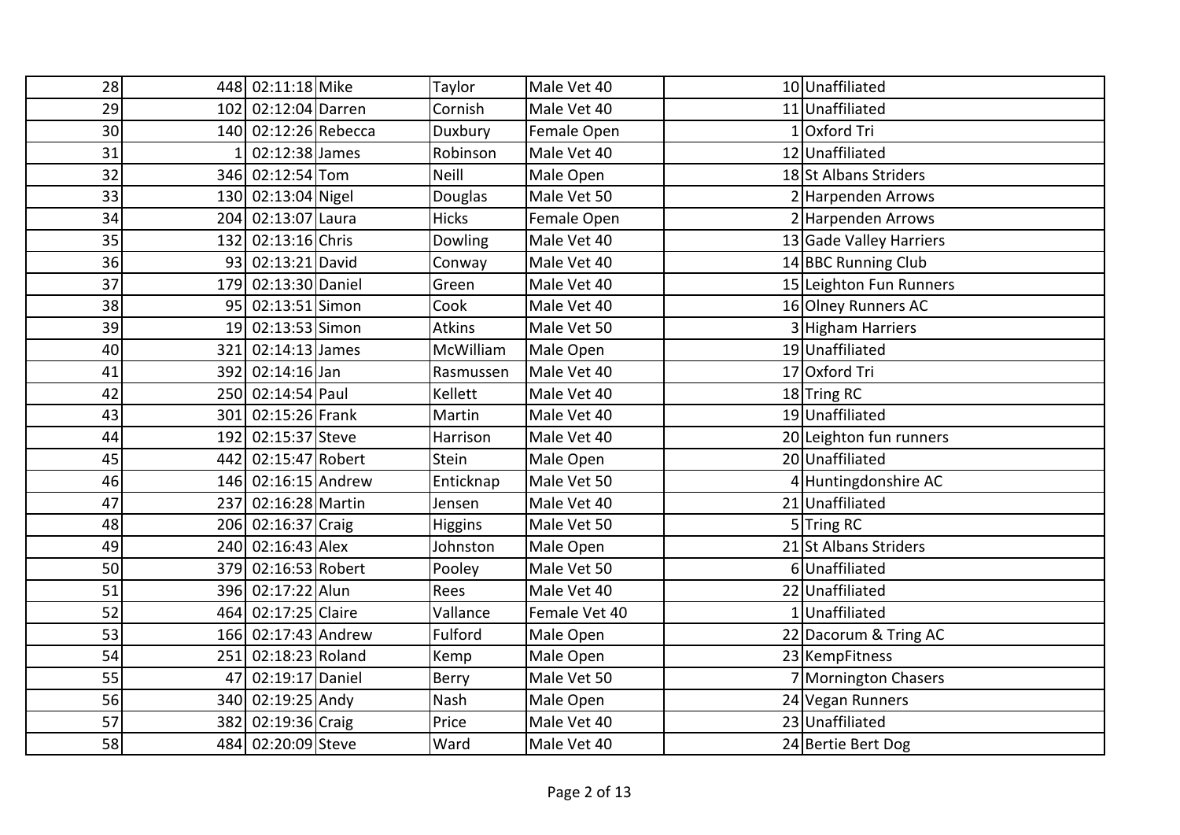| | | | | | | | |
|---|---|---|---|---|---|---|---|
| 28 | 448 | 02:11:18 | Mike | Taylor | Male Vet 40 | 10 | Unaffiliated |
| 29 | 102 | 02:12:04 | Darren | Cornish | Male Vet 40 | 11 | Unaffiliated |
| 30 | 140 | 02:12:26 | Rebecca | Duxbury | Female Open | 1 | Oxford Tri |
| 31 | 1 | 02:12:38 | James | Robinson | Male Vet 40 | 12 | Unaffiliated |
| 32 | 346 | 02:12:54 | Tom | Neill | Male Open | 18 | St Albans Striders |
| 33 | 130 | 02:13:04 | Nigel | Douglas | Male Vet 50 | 2 | Harpenden Arrows |
| 34 | 204 | 02:13:07 | Laura | Hicks | Female Open | 2 | Harpenden Arrows |
| 35 | 132 | 02:13:16 | Chris | Dowling | Male Vet 40 | 13 | Gade Valley Harriers |
| 36 | 93 | 02:13:21 | David | Conway | Male Vet 40 | 14 | BBC Running Club |
| 37 | 179 | 02:13:30 | Daniel | Green | Male Vet 40 | 15 | Leighton Fun Runners |
| 38 | 95 | 02:13:51 | Simon | Cook | Male Vet 40 | 16 | Olney Runners AC |
| 39 | 19 | 02:13:53 | Simon | Atkins | Male Vet 50 | 3 | Higham Harriers |
| 40 | 321 | 02:14:13 | James | McWilliam | Male Open | 19 | Unaffiliated |
| 41 | 392 | 02:14:16 | Jan | Rasmussen | Male Vet 40 | 17 | Oxford Tri |
| 42 | 250 | 02:14:54 | Paul | Kellett | Male Vet 40 | 18 | Tring RC |
| 43 | 301 | 02:15:26 | Frank | Martin | Male Vet 40 | 19 | Unaffiliated |
| 44 | 192 | 02:15:37 | Steve | Harrison | Male Vet 40 | 20 | Leighton fun runners |
| 45 | 442 | 02:15:47 | Robert | Stein | Male Open | 20 | Unaffiliated |
| 46 | 146 | 02:16:15 | Andrew | Enticknap | Male Vet 50 | 4 | Huntingdonshire AC |
| 47 | 237 | 02:16:28 | Martin | Jensen | Male Vet 40 | 21 | Unaffiliated |
| 48 | 206 | 02:16:37 | Craig | Higgins | Male Vet 50 | 5 | Tring RC |
| 49 | 240 | 02:16:43 | Alex | Johnston | Male Open | 21 | St Albans Striders |
| 50 | 379 | 02:16:53 | Robert | Pooley | Male Vet 50 | 6 | Unaffiliated |
| 51 | 396 | 02:17:22 | Alun | Rees | Male Vet 40 | 22 | Unaffiliated |
| 52 | 464 | 02:17:25 | Claire | Vallance | Female Vet 40 | 1 | Unaffiliated |
| 53 | 166 | 02:17:43 | Andrew | Fulford | Male Open | 22 | Dacorum & Tring AC |
| 54 | 251 | 02:18:23 | Roland | Kemp | Male Open | 23 | KempFitness |
| 55 | 47 | 02:19:17 | Daniel | Berry | Male Vet 50 | 7 | Mornington Chasers |
| 56 | 340 | 02:19:25 | Andy | Nash | Male Open | 24 | Vegan Runners |
| 57 | 382 | 02:19:36 | Craig | Price | Male Vet 40 | 23 | Unaffiliated |
| 58 | 484 | 02:20:09 | Steve | Ward | Male Vet 40 | 24 | Bertie Bert Dog |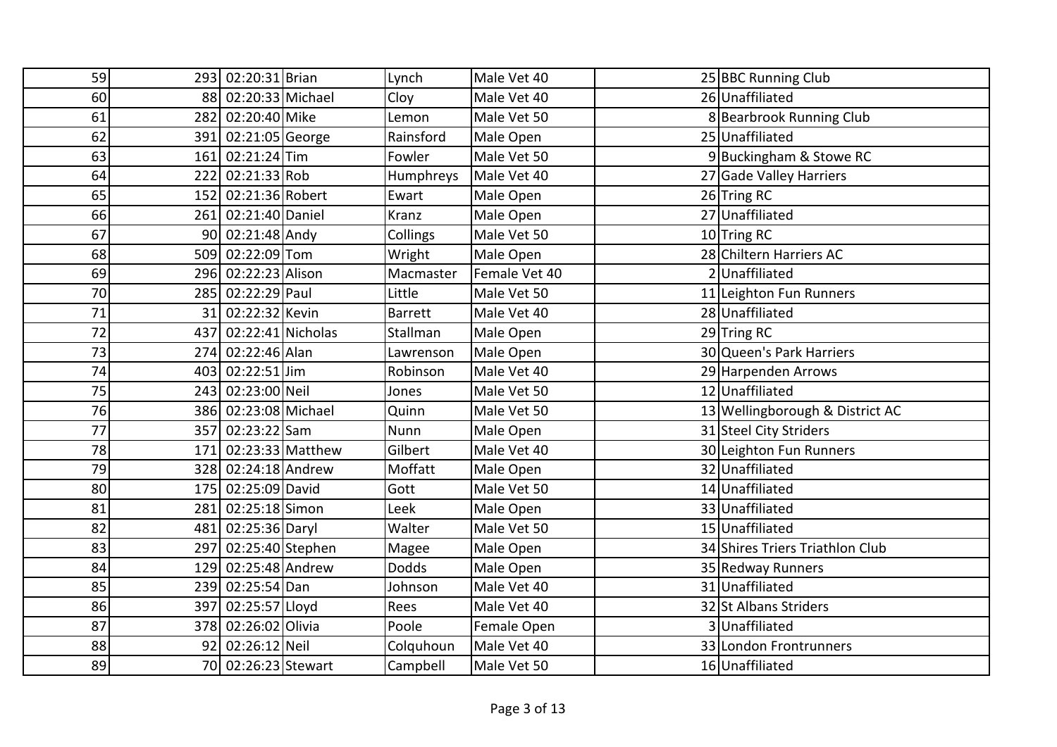| | | | | | | | | |
|---|---|---|---|---|---|---|---|---|
| 59 | 293 | 02:20:31 | Brian | Lynch | Male Vet 40 | | 25 | BBC Running Club |
| 60 | 88 | 02:20:33 | Michael | Cloy | Male Vet 40 | | 26 | Unaffiliated |
| 61 | 282 | 02:20:40 | Mike | Lemon | Male Vet 50 | | 8 | Bearbrook Running Club |
| 62 | 391 | 02:21:05 | George | Rainsford | Male Open | | 25 | Unaffiliated |
| 63 | 161 | 02:21:24 | Tim | Fowler | Male Vet 50 | | 9 | Buckingham & Stowe RC |
| 64 | 222 | 02:21:33 | Rob | Humphreys | Male Vet 40 | | 27 | Gade Valley Harriers |
| 65 | 152 | 02:21:36 | Robert | Ewart | Male Open | | 26 | Tring RC |
| 66 | 261 | 02:21:40 | Daniel | Kranz | Male Open | | 27 | Unaffiliated |
| 67 | 90 | 02:21:48 | Andy | Collings | Male Vet 50 | | 10 | Tring RC |
| 68 | 509 | 02:22:09 | Tom | Wright | Male Open | | 28 | Chiltern Harriers AC |
| 69 | 296 | 02:22:23 | Alison | Macmaster | Female Vet 40 | | 2 | Unaffiliated |
| 70 | 285 | 02:22:29 | Paul | Little | Male Vet 50 | | 11 | Leighton Fun Runners |
| 71 | 31 | 02:22:32 | Kevin | Barrett | Male Vet 40 | | 28 | Unaffiliated |
| 72 | 437 | 02:22:41 | Nicholas | Stallman | Male Open | | 29 | Tring RC |
| 73 | 274 | 02:22:46 | Alan | Lawrenson | Male Open | | 30 | Queen's Park Harriers |
| 74 | 403 | 02:22:51 | Jim | Robinson | Male Vet 40 | | 29 | Harpenden Arrows |
| 75 | 243 | 02:23:00 | Neil | Jones | Male Vet 50 | | 12 | Unaffiliated |
| 76 | 386 | 02:23:08 | Michael | Quinn | Male Vet 50 | | 13 | Wellingborough & District AC |
| 77 | 357 | 02:23:22 | Sam | Nunn | Male Open | | 31 | Steel City Striders |
| 78 | 171 | 02:23:33 | Matthew | Gilbert | Male Vet 40 | | 30 | Leighton Fun Runners |
| 79 | 328 | 02:24:18 | Andrew | Moffatt | Male Open | | 32 | Unaffiliated |
| 80 | 175 | 02:25:09 | David | Gott | Male Vet 50 | | 14 | Unaffiliated |
| 81 | 281 | 02:25:18 | Simon | Leek | Male Open | | 33 | Unaffiliated |
| 82 | 481 | 02:25:36 | Daryl | Walter | Male Vet 50 | | 15 | Unaffiliated |
| 83 | 297 | 02:25:40 | Stephen | Magee | Male Open | | 34 | Shires Triers Triathlon Club |
| 84 | 129 | 02:25:48 | Andrew | Dodds | Male Open | | 35 | Redway Runners |
| 85 | 239 | 02:25:54 | Dan | Johnson | Male Vet 40 | | 31 | Unaffiliated |
| 86 | 397 | 02:25:57 | Lloyd | Rees | Male Vet 40 | | 32 | St Albans Striders |
| 87 | 378 | 02:26:02 | Olivia | Poole | Female Open | | 3 | Unaffiliated |
| 88 | 92 | 02:26:12 | Neil | Colquhoun | Male Vet 40 | | 33 | London Frontrunners |
| 89 | 70 | 02:26:23 | Stewart | Campbell | Male Vet 50 | | 16 | Unaffiliated |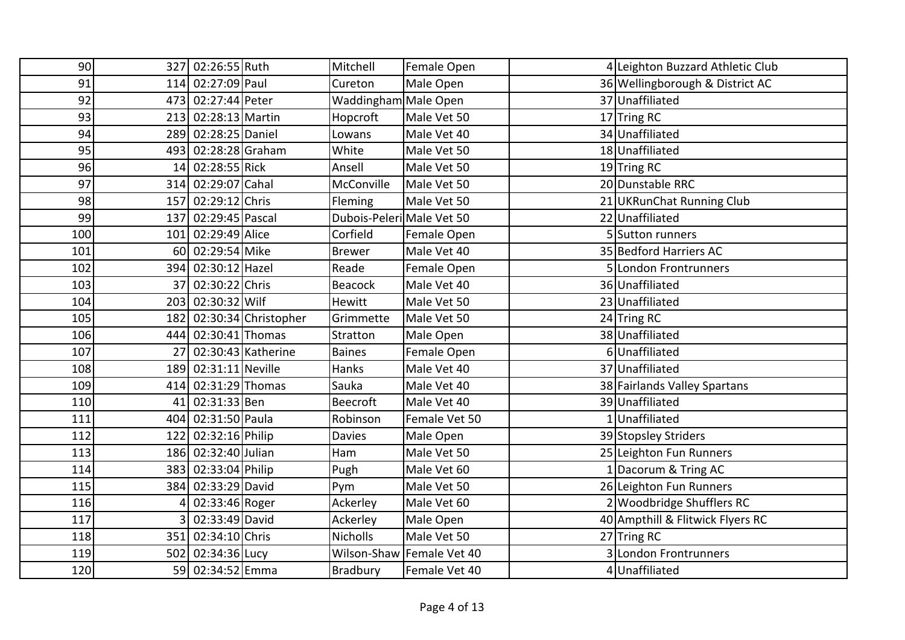| | | | | | | | |
|---|---|---|---|---|---|---|---|
| 90 | 327 | 02:26:55 | Ruth | Mitchell | Female Open | 4 | Leighton Buzzard Athletic Club |
| 91 | 114 | 02:27:09 | Paul | Cureton | Male Open | 36 | Wellingborough & District AC |
| 92 | 473 | 02:27:44 | Peter | Waddingham | Male Open | 37 | Unaffiliated |
| 93 | 213 | 02:28:13 | Martin | Hopcroft | Male Vet 50 | 17 | Tring RC |
| 94 | 289 | 02:28:25 | Daniel | Lowans | Male Vet 40 | 34 | Unaffiliated |
| 95 | 493 | 02:28:28 | Graham | White | Male Vet 50 | 18 | Unaffiliated |
| 96 | 14 | 02:28:55 | Rick | Ansell | Male Vet 50 | 19 | Tring RC |
| 97 | 314 | 02:29:07 | Cahal | McConville | Male Vet 50 | 20 | Dunstable RRC |
| 98 | 157 | 02:29:12 | Chris | Fleming | Male Vet 50 | 21 | UKRunChat Running Club |
| 99 | 137 | 02:29:45 | Pascal | Dubois-Peleri | Male Vet 50 | 22 | Unaffiliated |
| 100 | 101 | 02:29:49 | Alice | Corfield | Female Open | 5 | Sutton runners |
| 101 | 60 | 02:29:54 | Mike | Brewer | Male Vet 40 | 35 | Bedford Harriers AC |
| 102 | 394 | 02:30:12 | Hazel | Reade | Female Open | 5 | London Frontrunners |
| 103 | 37 | 02:30:22 | Chris | Beacock | Male Vet 40 | 36 | Unaffiliated |
| 104 | 203 | 02:30:32 | Wilf | Hewitt | Male Vet 50 | 23 | Unaffiliated |
| 105 | 182 | 02:30:34 | Christopher | Grimmette | Male Vet 50 | 24 | Tring RC |
| 106 | 444 | 02:30:41 | Thomas | Stratton | Male Open | 38 | Unaffiliated |
| 107 | 27 | 02:30:43 | Katherine | Baines | Female Open | 6 | Unaffiliated |
| 108 | 189 | 02:31:11 | Neville | Hanks | Male Vet 40 | 37 | Unaffiliated |
| 109 | 414 | 02:31:29 | Thomas | Sauka | Male Vet 40 | 38 | Fairlands Valley Spartans |
| 110 | 41 | 02:31:33 | Ben | Beecroft | Male Vet 40 | 39 | Unaffiliated |
| 111 | 404 | 02:31:50 | Paula | Robinson | Female Vet 50 | 1 | Unaffiliated |
| 112 | 122 | 02:32:16 | Philip | Davies | Male Open | 39 | Stopsley Striders |
| 113 | 186 | 02:32:40 | Julian | Ham | Male Vet 50 | 25 | Leighton Fun Runners |
| 114 | 383 | 02:33:04 | Philip | Pugh | Male Vet 60 | 1 | Dacorum & Tring AC |
| 115 | 384 | 02:33:29 | David | Pym | Male Vet 50 | 26 | Leighton Fun Runners |
| 116 | 4 | 02:33:46 | Roger | Ackerley | Male Vet 60 | 2 | Woodbridge Shufflers RC |
| 117 | 3 | 02:33:49 | David | Ackerley | Male Open | 40 | Ampthill & Flitwick Flyers RC |
| 118 | 351 | 02:34:10 | Chris | Nicholls | Male Vet 50 | 27 | Tring RC |
| 119 | 502 | 02:34:36 | Lucy | Wilson-Shaw | Female Vet 40 | 3 | London Frontrunners |
| 120 | 59 | 02:34:52 | Emma | Bradbury | Female Vet 40 | 4 | Unaffiliated |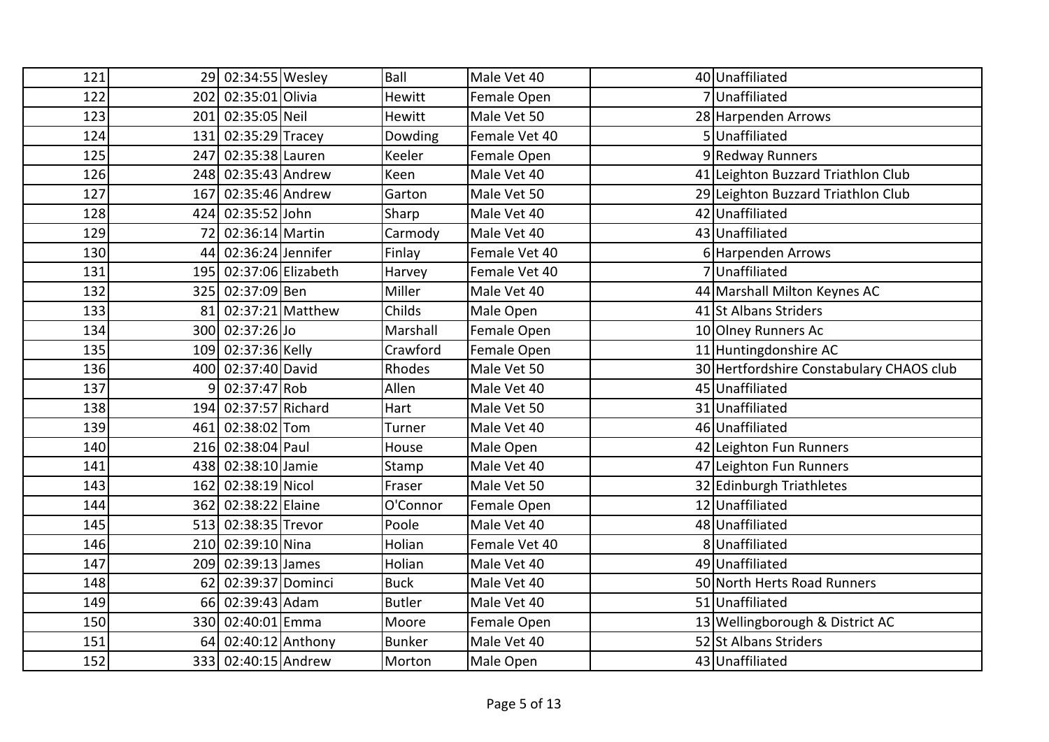| | | | | | | | |
|---|---|---|---|---|---|---|---|
| 121 | 29 | 02:34:55 | Wesley | Ball | Male Vet 40 | 40 | Unaffiliated |
| 122 | 202 | 02:35:01 | Olivia | Hewitt | Female Open | 7 | Unaffiliated |
| 123 | 201 | 02:35:05 | Neil | Hewitt | Male Vet 50 | 28 | Harpenden Arrows |
| 124 | 131 | 02:35:29 | Tracey | Dowding | Female Vet 40 | 5 | Unaffiliated |
| 125 | 247 | 02:35:38 | Lauren | Keeler | Female Open | 9 | Redway Runners |
| 126 | 248 | 02:35:43 | Andrew | Keen | Male Vet 40 | 41 | Leighton Buzzard Triathlon Club |
| 127 | 167 | 02:35:46 | Andrew | Garton | Male Vet 50 | 29 | Leighton Buzzard Triathlon Club |
| 128 | 424 | 02:35:52 | John | Sharp | Male Vet 40 | 42 | Unaffiliated |
| 129 | 72 | 02:36:14 | Martin | Carmody | Male Vet 40 | 43 | Unaffiliated |
| 130 | 44 | 02:36:24 | Jennifer | Finlay | Female Vet 40 | 6 | Harpenden Arrows |
| 131 | 195 | 02:37:06 | Elizabeth | Harvey | Female Vet 40 | 7 | Unaffiliated |
| 132 | 325 | 02:37:09 | Ben | Miller | Male Vet 40 | 44 | Marshall Milton Keynes AC |
| 133 | 81 | 02:37:21 | Matthew | Childs | Male Open | 41 | St Albans Striders |
| 134 | 300 | 02:37:26 | Jo | Marshall | Female Open | 10 | Olney Runners Ac |
| 135 | 109 | 02:37:36 | Kelly | Crawford | Female Open | 11 | Huntingdonshire AC |
| 136 | 400 | 02:37:40 | David | Rhodes | Male Vet 50 | 30 | Hertfordshire Constabulary CHAOS club |
| 137 | 9 | 02:37:47 | Rob | Allen | Male Vet 40 | 45 | Unaffiliated |
| 138 | 194 | 02:37:57 | Richard | Hart | Male Vet 50 | 31 | Unaffiliated |
| 139 | 461 | 02:38:02 | Tom | Turner | Male Vet 40 | 46 | Unaffiliated |
| 140 | 216 | 02:38:04 | Paul | House | Male Open | 42 | Leighton Fun Runners |
| 141 | 438 | 02:38:10 | Jamie | Stamp | Male Vet 40 | 47 | Leighton Fun Runners |
| 143 | 162 | 02:38:19 | Nicol | Fraser | Male Vet 50 | 32 | Edinburgh Triathletes |
| 144 | 362 | 02:38:22 | Elaine | O'Connor | Female Open | 12 | Unaffiliated |
| 145 | 513 | 02:38:35 | Trevor | Poole | Male Vet 40 | 48 | Unaffiliated |
| 146 | 210 | 02:39:10 | Nina | Holian | Female Vet 40 | 8 | Unaffiliated |
| 147 | 209 | 02:39:13 | James | Holian | Male Vet 40 | 49 | Unaffiliated |
| 148 | 62 | 02:39:37 | Dominci | Buck | Male Vet 40 | 50 | North Herts Road Runners |
| 149 | 66 | 02:39:43 | Adam | Butler | Male Vet 40 | 51 | Unaffiliated |
| 150 | 330 | 02:40:01 | Emma | Moore | Female Open | 13 | Wellingborough & District AC |
| 151 | 64 | 02:40:12 | Anthony | Bunker | Male Vet 40 | 52 | St Albans Striders |
| 152 | 333 | 02:40:15 | Andrew | Morton | Male Open | 43 | Unaffiliated |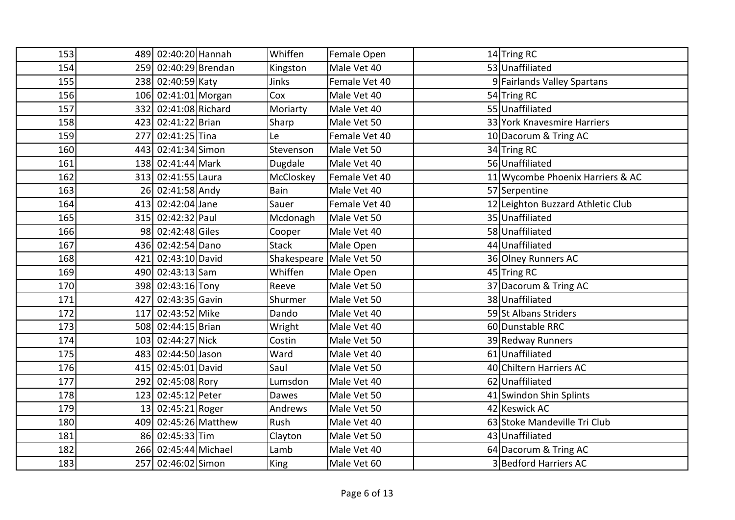| | | | | | | | |
|---|---|---|---|---|---|---|---|
| 153 | 489 | 02:40:20 | Hannah | Whiffen | Female Open | 14 | Tring RC |
| 154 | 259 | 02:40:29 | Brendan | Kingston | Male Vet 40 | 53 | Unaffiliated |
| 155 | 238 | 02:40:59 | Katy | Jinks | Female Vet 40 | 9 | Fairlands Valley Spartans |
| 156 | 106 | 02:41:01 | Morgan | Cox | Male Vet 40 | 54 | Tring RC |
| 157 | 332 | 02:41:08 | Richard | Moriarty | Male Vet 40 | 55 | Unaffiliated |
| 158 | 423 | 02:41:22 | Brian | Sharp | Male Vet 50 | 33 | York Knavesmire Harriers |
| 159 | 277 | 02:41:25 | Tina | Le | Female Vet 40 | 10 | Dacorum & Tring AC |
| 160 | 443 | 02:41:34 | Simon | Stevenson | Male Vet 50 | 34 | Tring RC |
| 161 | 138 | 02:41:44 | Mark | Dugdale | Male Vet 40 | 56 | Unaffiliated |
| 162 | 313 | 02:41:55 | Laura | McCloskey | Female Vet 40 | 11 | Wycombe Phoenix Harriers & AC |
| 163 | 26 | 02:41:58 | Andy | Bain | Male Vet 40 | 57 | Serpentine |
| 164 | 413 | 02:42:04 | Jane | Sauer | Female Vet 40 | 12 | Leighton Buzzard Athletic Club |
| 165 | 315 | 02:42:32 | Paul | Mcdonagh | Male Vet 50 | 35 | Unaffiliated |
| 166 | 98 | 02:42:48 | Giles | Cooper | Male Vet 40 | 58 | Unaffiliated |
| 167 | 436 | 02:42:54 | Dano | Stack | Male Open | 44 | Unaffiliated |
| 168 | 421 | 02:43:10 | David | Shakespeare | Male Vet 50 | 36 | Olney Runners AC |
| 169 | 490 | 02:43:13 | Sam | Whiffen | Male Open | 45 | Tring RC |
| 170 | 398 | 02:43:16 | Tony | Reeve | Male Vet 50 | 37 | Dacorum & Tring AC |
| 171 | 427 | 02:43:35 | Gavin | Shurmer | Male Vet 50 | 38 | Unaffiliated |
| 172 | 117 | 02:43:52 | Mike | Dando | Male Vet 40 | 59 | St Albans Striders |
| 173 | 508 | 02:44:15 | Brian | Wright | Male Vet 40 | 60 | Dunstable RRC |
| 174 | 103 | 02:44:27 | Nick | Costin | Male Vet 50 | 39 | Redway Runners |
| 175 | 483 | 02:44:50 | Jason | Ward | Male Vet 40 | 61 | Unaffiliated |
| 176 | 415 | 02:45:01 | David | Saul | Male Vet 50 | 40 | Chiltern Harriers AC |
| 177 | 292 | 02:45:08 | Rory | Lumsdon | Male Vet 40 | 62 | Unaffiliated |
| 178 | 123 | 02:45:12 | Peter | Dawes | Male Vet 50 | 41 | Swindon Shin Splints |
| 179 | 13 | 02:45:21 | Roger | Andrews | Male Vet 50 | 42 | Keswick AC |
| 180 | 409 | 02:45:26 | Matthew | Rush | Male Vet 40 | 63 | Stoke Mandeville Tri Club |
| 181 | 86 | 02:45:33 | Tim | Clayton | Male Vet 50 | 43 | Unaffiliated |
| 182 | 266 | 02:45:44 | Michael | Lamb | Male Vet 40 | 64 | Dacorum & Tring AC |
| 183 | 257 | 02:46:02 | Simon | King | Male Vet 60 | 3 | Bedford Harriers AC |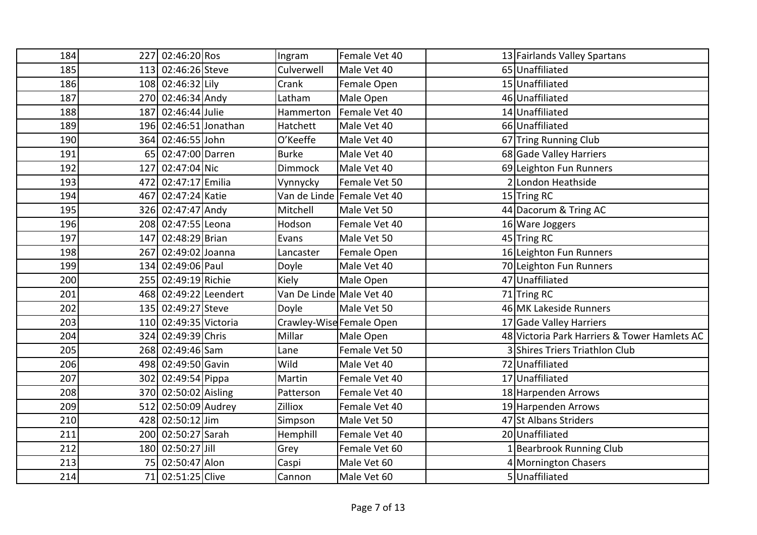| | | | | | | | | |
|---|---|---|---|---|---|---|---|---|
| 184 | 227 | 02:46:20 | Ros | Ingram | Female Vet 40 | | 13 | Fairlands Valley Spartans |
| 185 | 113 | 02:46:26 | Steve | Culverwell | Male Vet 40 | | 65 | Unaffiliated |
| 186 | 108 | 02:46:32 | Lily | Crank | Female Open | | 15 | Unaffiliated |
| 187 | 270 | 02:46:34 | Andy | Latham | Male Open | | 46 | Unaffiliated |
| 188 | 187 | 02:46:44 | Julie | Hammerton | Female Vet 40 | | 14 | Unaffiliated |
| 189 | 196 | 02:46:51 | Jonathan | Hatchett | Male Vet 40 | | 66 | Unaffiliated |
| 190 | 364 | 02:46:55 | John | O'Keeffe | Male Vet 40 | | 67 | Tring Running Club |
| 191 | 65 | 02:47:00 | Darren | Burke | Male Vet 40 | | 68 | Gade Valley Harriers |
| 192 | 127 | 02:47:04 | Nic | Dimmock | Male Vet 40 | | 69 | Leighton Fun Runners |
| 193 | 472 | 02:47:17 | Emilia | Vynnycky | Female Vet 50 | | 2 | London Heathside |
| 194 | 467 | 02:47:24 | Katie | Van de Linde | Female Vet 40 | | 15 | Tring RC |
| 195 | 326 | 02:47:47 | Andy | Mitchell | Male Vet 50 | | 44 | Dacorum & Tring AC |
| 196 | 208 | 02:47:55 | Leona | Hodson | Female Vet 40 | | 16 | Ware Joggers |
| 197 | 147 | 02:48:29 | Brian | Evans | Male Vet 50 | | 45 | Tring RC |
| 198 | 267 | 02:49:02 | Joanna | Lancaster | Female Open | | 16 | Leighton Fun Runners |
| 199 | 134 | 02:49:06 | Paul | Doyle | Male Vet 40 | | 70 | Leighton Fun Runners |
| 200 | 255 | 02:49:19 | Richie | Kiely | Male Open | | 47 | Unaffiliated |
| 201 | 468 | 02:49:22 | Leendert | Van De Linde | Male Vet 40 | | 71 | Tring RC |
| 202 | 135 | 02:49:27 | Steve | Doyle | Male Vet 50 | | 46 | MK Lakeside Runners |
| 203 | 110 | 02:49:35 | Victoria | Crawley-Wise | Female Open | | 17 | Gade Valley Harriers |
| 204 | 324 | 02:49:39 | Chris | Millar | Male Open | | 48 | Victoria Park Harriers & Tower Hamlets AC |
| 205 | 268 | 02:49:46 | Sam | Lane | Female Vet 50 | | 3 | Shires Triers Triathlon Club |
| 206 | 498 | 02:49:50 | Gavin | Wild | Male Vet 40 | | 72 | Unaffiliated |
| 207 | 302 | 02:49:54 | Pippa | Martin | Female Vet 40 | | 17 | Unaffiliated |
| 208 | 370 | 02:50:02 | Aisling | Patterson | Female Vet 40 | | 18 | Harpenden Arrows |
| 209 | 512 | 02:50:09 | Audrey | Zilliox | Female Vet 40 | | 19 | Harpenden Arrows |
| 210 | 428 | 02:50:12 | Jim | Simpson | Male Vet 50 | | 47 | St Albans Striders |
| 211 | 200 | 02:50:27 | Sarah | Hemphill | Female Vet 40 | | 20 | Unaffiliated |
| 212 | 180 | 02:50:27 | Jill | Grey | Female Vet 60 | | 1 | Bearbrook Running Club |
| 213 | 75 | 02:50:47 | Alon | Caspi | Male Vet 60 | | 4 | Mornington Chasers |
| 214 | 71 | 02:51:25 | Clive | Cannon | Male Vet 60 | | 5 | Unaffiliated |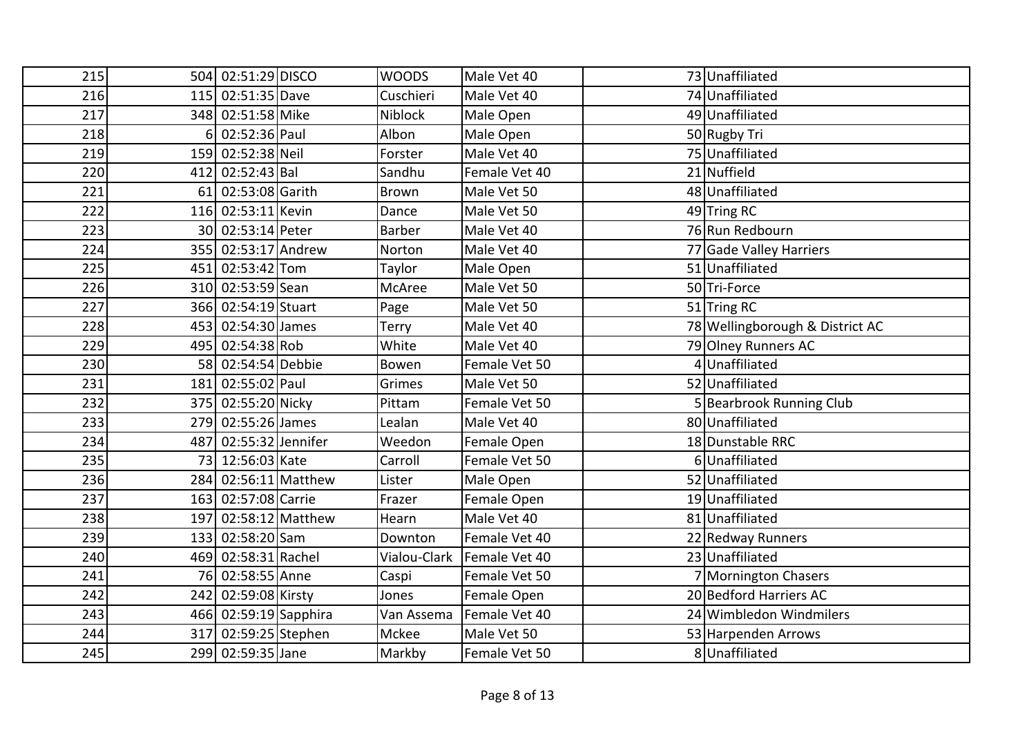| 215 | 504 | 02:51:29 | DISCO | WOODS | Male Vet 40 | 73 | Unaffiliated |
|---|---|---|---|---|---|---|---|
| 216 | 115 | 02:51:35 | Dave | Cuschieri | Male Vet 40 | 74 | Unaffiliated |
| 217 | 348 | 02:51:58 | Mike | Niblock | Male Open | 49 | Unaffiliated |
| 218 | 6 | 02:52:36 | Paul | Albon | Male Open | 50 | Rugby Tri |
| 219 | 159 | 02:52:38 | Neil | Forster | Male Vet 40 | 75 | Unaffiliated |
| 220 | 412 | 02:52:43 | Bal | Sandhu | Female Vet 40 | 21 | Nuffield |
| 221 | 61 | 02:53:08 | Garith | Brown | Male Vet 50 | 48 | Unaffiliated |
| 222 | 116 | 02:53:11 | Kevin | Dance | Male Vet 50 | 49 | Tring RC |
| 223 | 30 | 02:53:14 | Peter | Barber | Male Vet 40 | 76 | Run Redbourn |
| 224 | 355 | 02:53:17 | Andrew | Norton | Male Vet 40 | 77 | Gade Valley Harriers |
| 225 | 451 | 02:53:42 | Tom | Taylor | Male Open | 51 | Unaffiliated |
| 226 | 310 | 02:53:59 | Sean | McAree | Male Vet 50 | 50 | Tri-Force |
| 227 | 366 | 02:54:19 | Stuart | Page | Male Vet 50 | 51 | Tring RC |
| 228 | 453 | 02:54:30 | James | Terry | Male Vet 40 | 78 | Wellingborough & District AC |
| 229 | 495 | 02:54:38 | Rob | White | Male Vet 40 | 79 | Olney Runners AC |
| 230 | 58 | 02:54:54 | Debbie | Bowen | Female Vet 50 | 4 | Unaffiliated |
| 231 | 181 | 02:55:02 | Paul | Grimes | Male Vet 50 | 52 | Unaffiliated |
| 232 | 375 | 02:55:20 | Nicky | Pittam | Female Vet 50 | 5 | Bearbrook Running Club |
| 233 | 279 | 02:55:26 | James | Lealan | Male Vet 40 | 80 | Unaffiliated |
| 234 | 487 | 02:55:32 | Jennifer | Weedon | Female Open | 18 | Dunstable RRC |
| 235 | 73 | 12:56:03 | Kate | Carroll | Female Vet 50 | 6 | Unaffiliated |
| 236 | 284 | 02:56:11 | Matthew | Lister | Male Open | 52 | Unaffiliated |
| 237 | 163 | 02:57:08 | Carrie | Frazer | Female Open | 19 | Unaffiliated |
| 238 | 197 | 02:58:12 | Matthew | Hearn | Male Vet 40 | 81 | Unaffiliated |
| 239 | 133 | 02:58:20 | Sam | Downton | Female Vet 40 | 22 | Redway Runners |
| 240 | 469 | 02:58:31 | Rachel | Vialou-Clark | Female Vet 40 | 23 | Unaffiliated |
| 241 | 76 | 02:58:55 | Anne | Caspi | Female Vet 50 | 7 | Mornington Chasers |
| 242 | 242 | 02:59:08 | Kirsty | Jones | Female Open | 20 | Bedford Harriers AC |
| 243 | 466 | 02:59:19 | Sapphira | Van Assema | Female Vet 40 | 24 | Wimbledon Windmilers |
| 244 | 317 | 02:59:25 | Stephen | Mckee | Male Vet 50 | 53 | Harpenden Arrows |
| 245 | 299 | 02:59:35 | Jane | Markby | Female Vet 50 | 8 | Unaffiliated |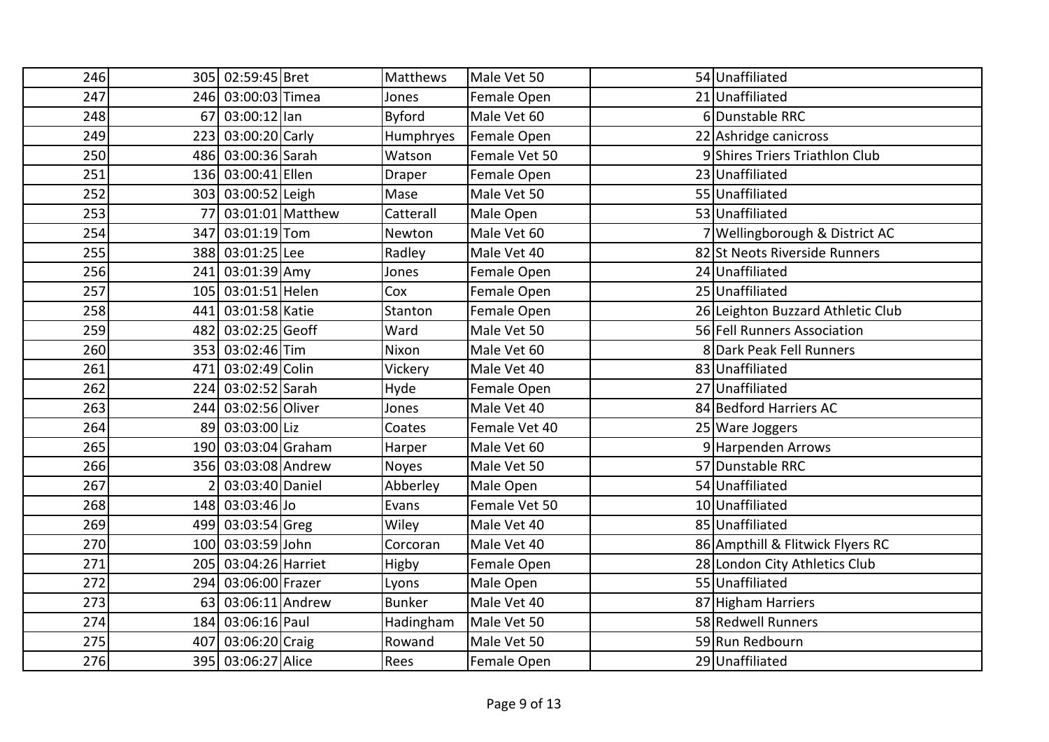| | | | | | | | |
|---|---|---|---|---|---|---|---|
| 246 | 305 | 02:59:45 | Bret | Matthews | Male Vet 50 | 54 | Unaffiliated |
| 247 | 246 | 03:00:03 | Timea | Jones | Female Open | 21 | Unaffiliated |
| 248 | 67 | 03:00:12 | Ian | Byford | Male Vet 60 | 6 | Dunstable RRC |
| 249 | 223 | 03:00:20 | Carly | Humphryes | Female Open | 22 | Ashridge canicross |
| 250 | 486 | 03:00:36 | Sarah | Watson | Female Vet 50 | 9 | Shires Triers Triathlon Club |
| 251 | 136 | 03:00:41 | Ellen | Draper | Female Open | 23 | Unaffiliated |
| 252 | 303 | 03:00:52 | Leigh | Mase | Male Vet 50 | 55 | Unaffiliated |
| 253 | 77 | 03:01:01 | Matthew | Catterall | Male Open | 53 | Unaffiliated |
| 254 | 347 | 03:01:19 | Tom | Newton | Male Vet 60 | 7 | Wellingborough & District AC |
| 255 | 388 | 03:01:25 | Lee | Radley | Male Vet 40 | 82 | St Neots Riverside Runners |
| 256 | 241 | 03:01:39 | Amy | Jones | Female Open | 24 | Unaffiliated |
| 257 | 105 | 03:01:51 | Helen | Cox | Female Open | 25 | Unaffiliated |
| 258 | 441 | 03:01:58 | Katie | Stanton | Female Open | 26 | Leighton Buzzard Athletic Club |
| 259 | 482 | 03:02:25 | Geoff | Ward | Male Vet 50 | 56 | Fell Runners Association |
| 260 | 353 | 03:02:46 | Tim | Nixon | Male Vet 60 | 8 | Dark Peak Fell Runners |
| 261 | 471 | 03:02:49 | Colin | Vickery | Male Vet 40 | 83 | Unaffiliated |
| 262 | 224 | 03:02:52 | Sarah | Hyde | Female Open | 27 | Unaffiliated |
| 263 | 244 | 03:02:56 | Oliver | Jones | Male Vet 40 | 84 | Bedford Harriers AC |
| 264 | 89 | 03:03:00 | Liz | Coates | Female Vet 40 | 25 | Ware Joggers |
| 265 | 190 | 03:03:04 | Graham | Harper | Male Vet 60 | 9 | Harpenden Arrows |
| 266 | 356 | 03:03:08 | Andrew | Noyes | Male Vet 50 | 57 | Dunstable RRC |
| 267 | 2 | 03:03:40 | Daniel | Abberley | Male Open | 54 | Unaffiliated |
| 268 | 148 | 03:03:46 | Jo | Evans | Female Vet 50 | 10 | Unaffiliated |
| 269 | 499 | 03:03:54 | Greg | Wiley | Male Vet 40 | 85 | Unaffiliated |
| 270 | 100 | 03:03:59 | John | Corcoran | Male Vet 40 | 86 | Ampthill & Flitwick Flyers RC |
| 271 | 205 | 03:04:26 | Harriet | Higby | Female Open | 28 | London City Athletics Club |
| 272 | 294 | 03:06:00 | Frazer | Lyons | Male Open | 55 | Unaffiliated |
| 273 | 63 | 03:06:11 | Andrew | Bunker | Male Vet 40 | 87 | Higham Harriers |
| 274 | 184 | 03:06:16 | Paul | Hadingham | Male Vet 50 | 58 | Redwell Runners |
| 275 | 407 | 03:06:20 | Craig | Rowand | Male Vet 50 | 59 | Run Redbourn |
| 276 | 395 | 03:06:27 | Alice | Rees | Female Open | 29 | Unaffiliated |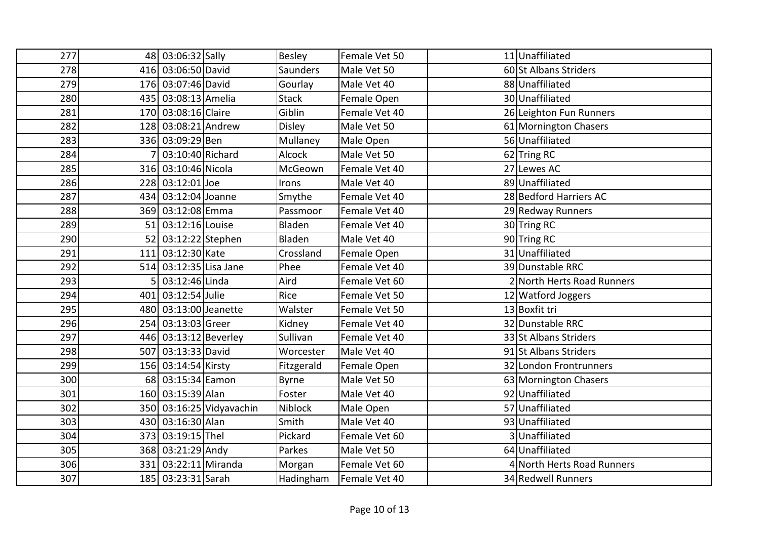| | | | | | | | | |
|---|---|---|---|---|---|---|---|---|
| 277 | 48 | 03:06:32 | Sally | Besley | Female Vet 50 | | 11 | Unaffiliated |
| 278 | 416 | 03:06:50 | David | Saunders | Male Vet 50 | | 60 | St Albans Striders |
| 279 | 176 | 03:07:46 | David | Gourlay | Male Vet 40 | | 88 | Unaffiliated |
| 280 | 435 | 03:08:13 | Amelia | Stack | Female Open | | 30 | Unaffiliated |
| 281 | 170 | 03:08:16 | Claire | Giblin | Female Vet 40 | | 26 | Leighton Fun Runners |
| 282 | 128 | 03:08:21 | Andrew | Disley | Male Vet 50 | | 61 | Mornington Chasers |
| 283 | 336 | 03:09:29 | Ben | Mullaney | Male Open | | 56 | Unaffiliated |
| 284 | 7 | 03:10:40 | Richard | Alcock | Male Vet 50 | | 62 | Tring RC |
| 285 | 316 | 03:10:46 | Nicola | McGeown | Female Vet 40 | | 27 | Lewes AC |
| 286 | 228 | 03:12:01 | Joe | Irons | Male Vet 40 | | 89 | Unaffiliated |
| 287 | 434 | 03:12:04 | Joanne | Smythe | Female Vet 40 | | 28 | Bedford Harriers AC |
| 288 | 369 | 03:12:08 | Emma | Passmoor | Female Vet 40 | | 29 | Redway Runners |
| 289 | 51 | 03:12:16 | Louise | Bladen | Female Vet 40 | | 30 | Tring RC |
| 290 | 52 | 03:12:22 | Stephen | Bladen | Male Vet 40 | | 90 | Tring RC |
| 291 | 111 | 03:12:30 | Kate | Crossland | Female Open | | 31 | Unaffiliated |
| 292 | 514 | 03:12:35 | Lisa Jane | Phee | Female Vet 40 | | 39 | Dunstable RRC |
| 293 | 5 | 03:12:46 | Linda | Aird | Female Vet 60 | | 2 | North Herts Road Runners |
| 294 | 401 | 03:12:54 | Julie | Rice | Female Vet 50 | | 12 | Watford Joggers |
| 295 | 480 | 03:13:00 | Jeanette | Walster | Female Vet 50 | | 13 | Boxfit tri |
| 296 | 254 | 03:13:03 | Greer | Kidney | Female Vet 40 | | 32 | Dunstable RRC |
| 297 | 446 | 03:13:12 | Beverley | Sullivan | Female Vet 40 | | 33 | St Albans Striders |
| 298 | 507 | 03:13:33 | David | Worcester | Male Vet 40 | | 91 | St Albans Striders |
| 299 | 156 | 03:14:54 | Kirsty | Fitzgerald | Female Open | | 32 | London Frontrunners |
| 300 | 68 | 03:15:34 | Eamon | Byrne | Male Vet 50 | | 63 | Mornington Chasers |
| 301 | 160 | 03:15:39 | Alan | Foster | Male Vet 40 | | 92 | Unaffiliated |
| 302 | 350 | 03:16:25 | Vidyavachin | Niblock | Male Open | | 57 | Unaffiliated |
| 303 | 430 | 03:16:30 | Alan | Smith | Male Vet 40 | | 93 | Unaffiliated |
| 304 | 373 | 03:19:15 | Thel | Pickard | Female Vet 60 | | 3 | Unaffiliated |
| 305 | 368 | 03:21:29 | Andy | Parkes | Male Vet 50 | | 64 | Unaffiliated |
| 306 | 331 | 03:22:11 | Miranda | Morgan | Female Vet 60 | | 4 | North Herts Road Runners |
| 307 | 185 | 03:23:31 | Sarah | Hadingham | Female Vet 40 | | 34 | Redwell Runners |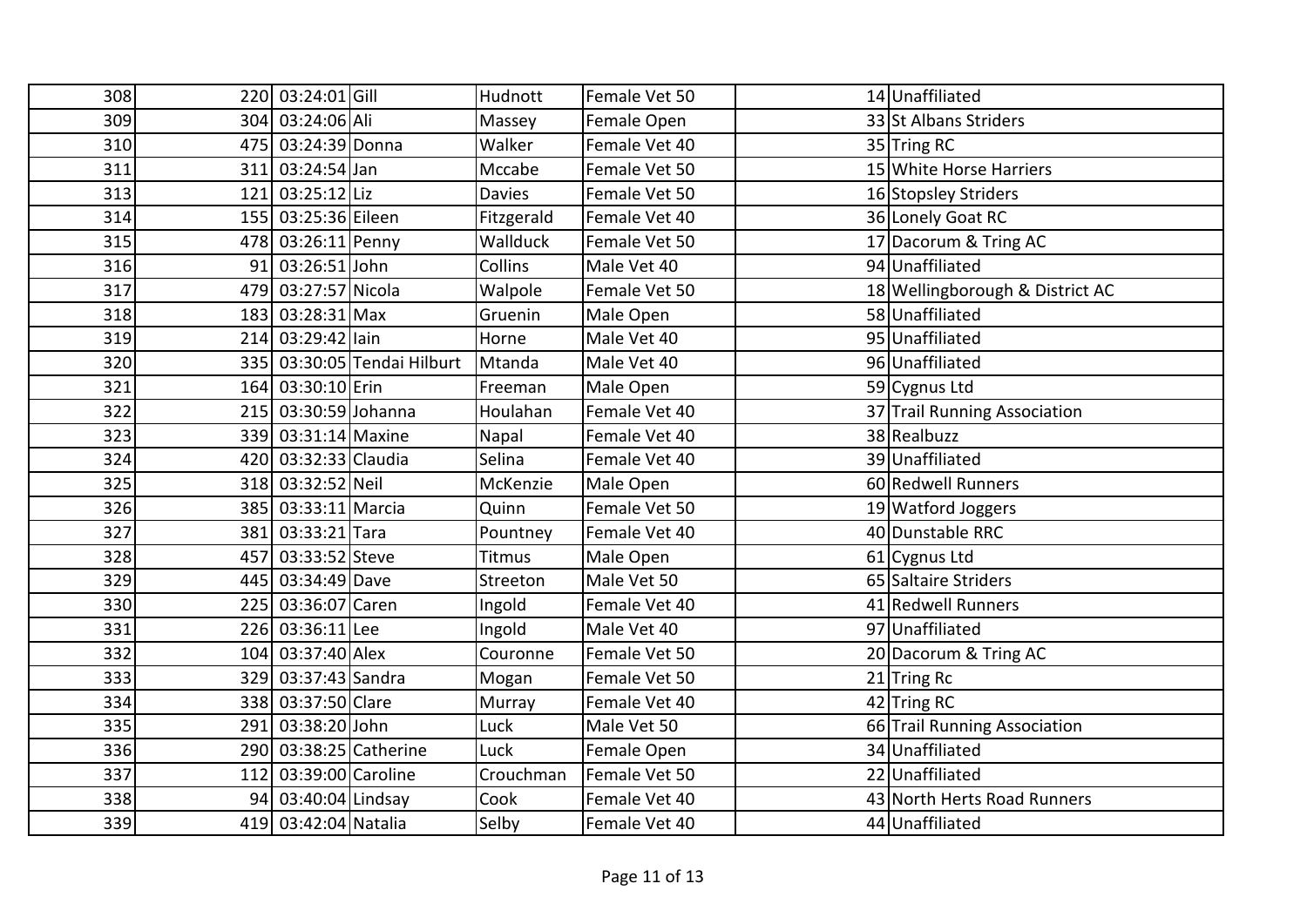| | | | | | | | | |
|---|---|---|---|---|---|---|---|---|
| 308 | 220 | 03:24:01 | Gill | Hudnott | Female Vet 50 | | 14 | Unaffiliated |
| 309 | 304 | 03:24:06 | Ali | Massey | Female Open | | 33 | St Albans Striders |
| 310 | 475 | 03:24:39 | Donna | Walker | Female Vet 40 | | 35 | Tring RC |
| 311 | 311 | 03:24:54 | Jan | Mccabe | Female Vet 50 | | 15 | White Horse Harriers |
| 313 | 121 | 03:25:12 | Liz | Davies | Female Vet 50 | | 16 | Stopsley Striders |
| 314 | 155 | 03:25:36 | Eileen | Fitzgerald | Female Vet 40 | | 36 | Lonely Goat RC |
| 315 | 478 | 03:26:11 | Penny | Wallduck | Female Vet 50 | | 17 | Dacorum & Tring AC |
| 316 | 91 | 03:26:51 | John | Collins | Male Vet 40 | | 94 | Unaffiliated |
| 317 | 479 | 03:27:57 | Nicola | Walpole | Female Vet 50 | | 18 | Wellingborough & District AC |
| 318 | 183 | 03:28:31 | Max | Gruenin | Male Open | | 58 | Unaffiliated |
| 319 | 214 | 03:29:42 | Iain | Horne | Male Vet 40 | | 95 | Unaffiliated |
| 320 | 335 | 03:30:05 | Tendai Hilburt | Mtanda | Male Vet 40 | | 96 | Unaffiliated |
| 321 | 164 | 03:30:10 | Erin | Freeman | Male Open | | 59 | Cygnus Ltd |
| 322 | 215 | 03:30:59 | Johanna | Houlahan | Female Vet 40 | | 37 | Trail Running Association |
| 323 | 339 | 03:31:14 | Maxine | Napal | Female Vet 40 | | 38 | Realbuzz |
| 324 | 420 | 03:32:33 | Claudia | Selina | Female Vet 40 | | 39 | Unaffiliated |
| 325 | 318 | 03:32:52 | Neil | McKenzie | Male Open | | 60 | Redwell Runners |
| 326 | 385 | 03:33:11 | Marcia | Quinn | Female Vet 50 | | 19 | Watford Joggers |
| 327 | 381 | 03:33:21 | Tara | Pountney | Female Vet 40 | | 40 | Dunstable RRC |
| 328 | 457 | 03:33:52 | Steve | Titmus | Male Open | | 61 | Cygnus Ltd |
| 329 | 445 | 03:34:49 | Dave | Streeton | Male Vet 50 | | 65 | Saltaire Striders |
| 330 | 225 | 03:36:07 | Caren | Ingold | Female Vet 40 | | 41 | Redwell Runners |
| 331 | 226 | 03:36:11 | Lee | Ingold | Male Vet 40 | | 97 | Unaffiliated |
| 332 | 104 | 03:37:40 | Alex | Couronne | Female Vet 50 | | 20 | Dacorum & Tring AC |
| 333 | 329 | 03:37:43 | Sandra | Mogan | Female Vet 50 | | 21 | Tring Rc |
| 334 | 338 | 03:37:50 | Clare | Murray | Female Vet 40 | | 42 | Tring RC |
| 335 | 291 | 03:38:20 | John | Luck | Male Vet 50 | | 66 | Trail Running Association |
| 336 | 290 | 03:38:25 | Catherine | Luck | Female Open | | 34 | Unaffiliated |
| 337 | 112 | 03:39:00 | Caroline | Crouchman | Female Vet 50 | | 22 | Unaffiliated |
| 338 | 94 | 03:40:04 | Lindsay | Cook | Female Vet 40 | | 43 | North Herts Road Runners |
| 339 | 419 | 03:42:04 | Natalia | Selby | Female Vet 40 | | 44 | Unaffiliated |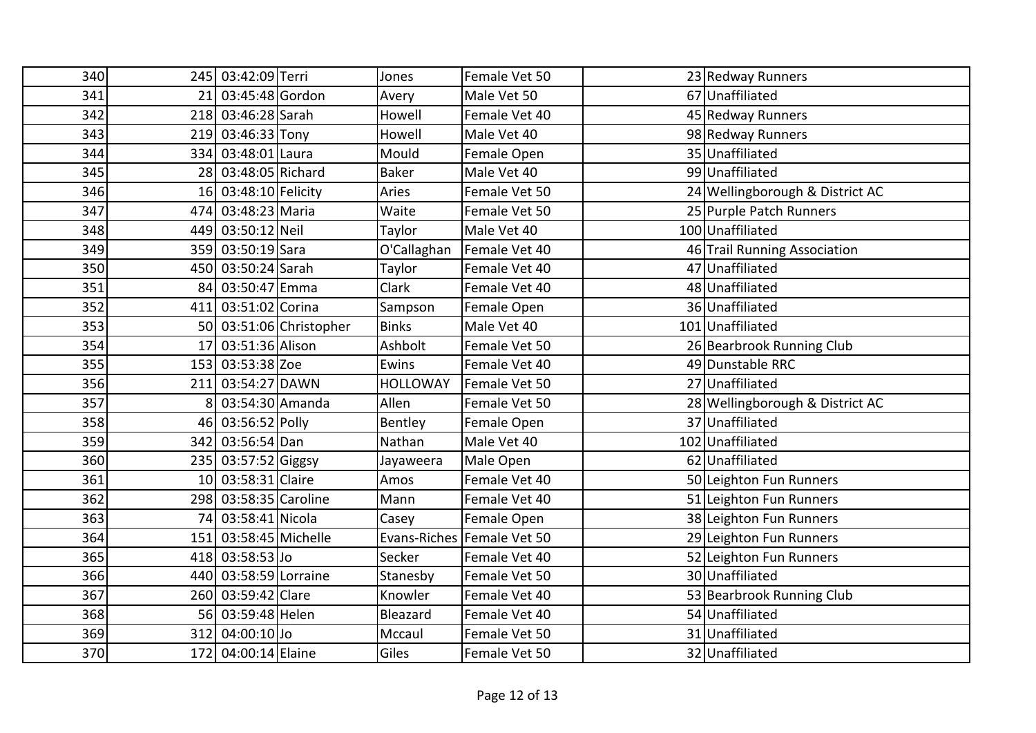| | | | | | | | |
|---|---|---|---|---|---|---|---|
| 340 | 245 | 03:42:09 | Terri | Jones | Female Vet 50 | 23 | Redway Runners |
| 341 | 21 | 03:45:48 | Gordon | Avery | Male Vet 50 | 67 | Unaffiliated |
| 342 | 218 | 03:46:28 | Sarah | Howell | Female Vet 40 | 45 | Redway Runners |
| 343 | 219 | 03:46:33 | Tony | Howell | Male Vet 40 | 98 | Redway Runners |
| 344 | 334 | 03:48:01 | Laura | Mould | Female Open | 35 | Unaffiliated |
| 345 | 28 | 03:48:05 | Richard | Baker | Male Vet 40 | 99 | Unaffiliated |
| 346 | 16 | 03:48:10 | Felicity | Aries | Female Vet 50 | 24 | Wellingborough & District AC |
| 347 | 474 | 03:48:23 | Maria | Waite | Female Vet 50 | 25 | Purple Patch Runners |
| 348 | 449 | 03:50:12 | Neil | Taylor | Male Vet 40 | 100 | Unaffiliated |
| 349 | 359 | 03:50:19 | Sara | O'Callaghan | Female Vet 40 | 46 | Trail Running Association |
| 350 | 450 | 03:50:24 | Sarah | Taylor | Female Vet 40 | 47 | Unaffiliated |
| 351 | 84 | 03:50:47 | Emma | Clark | Female Vet 40 | 48 | Unaffiliated |
| 352 | 411 | 03:51:02 | Corina | Sampson | Female Open | 36 | Unaffiliated |
| 353 | 50 | 03:51:06 | Christopher | Binks | Male Vet 40 | 101 | Unaffiliated |
| 354 | 17 | 03:51:36 | Alison | Ashbolt | Female Vet 50 | 26 | Bearbrook Running Club |
| 355 | 153 | 03:53:38 | Zoe | Ewins | Female Vet 40 | 49 | Dunstable RRC |
| 356 | 211 | 03:54:27 | DAWN | HOLLOWAY | Female Vet 50 | 27 | Unaffiliated |
| 357 | 8 | 03:54:30 | Amanda | Allen | Female Vet 50 | 28 | Wellingborough & District AC |
| 358 | 46 | 03:56:52 | Polly | Bentley | Female Open | 37 | Unaffiliated |
| 359 | 342 | 03:56:54 | Dan | Nathan | Male Vet 40 | 102 | Unaffiliated |
| 360 | 235 | 03:57:52 | Giggsy | Jayaweera | Male Open | 62 | Unaffiliated |
| 361 | 10 | 03:58:31 | Claire | Amos | Female Vet 40 | 50 | Leighton Fun Runners |
| 362 | 298 | 03:58:35 | Caroline | Mann | Female Vet 40 | 51 | Leighton Fun Runners |
| 363 | 74 | 03:58:41 | Nicola | Casey | Female Open | 38 | Leighton Fun Runners |
| 364 | 151 | 03:58:45 | Michelle | Evans-Riches | Female Vet 50 | 29 | Leighton Fun Runners |
| 365 | 418 | 03:58:53 | Jo | Secker | Female Vet 40 | 52 | Leighton Fun Runners |
| 366 | 440 | 03:58:59 | Lorraine | Stanesby | Female Vet 50 | 30 | Unaffiliated |
| 367 | 260 | 03:59:42 | Clare | Knowler | Female Vet 40 | 53 | Bearbrook Running Club |
| 368 | 56 | 03:59:48 | Helen | Bleazard | Female Vet 40 | 54 | Unaffiliated |
| 369 | 312 | 04:00:10 | Jo | Mccaul | Female Vet 50 | 31 | Unaffiliated |
| 370 | 172 | 04:00:14 | Elaine | Giles | Female Vet 50 | 32 | Unaffiliated |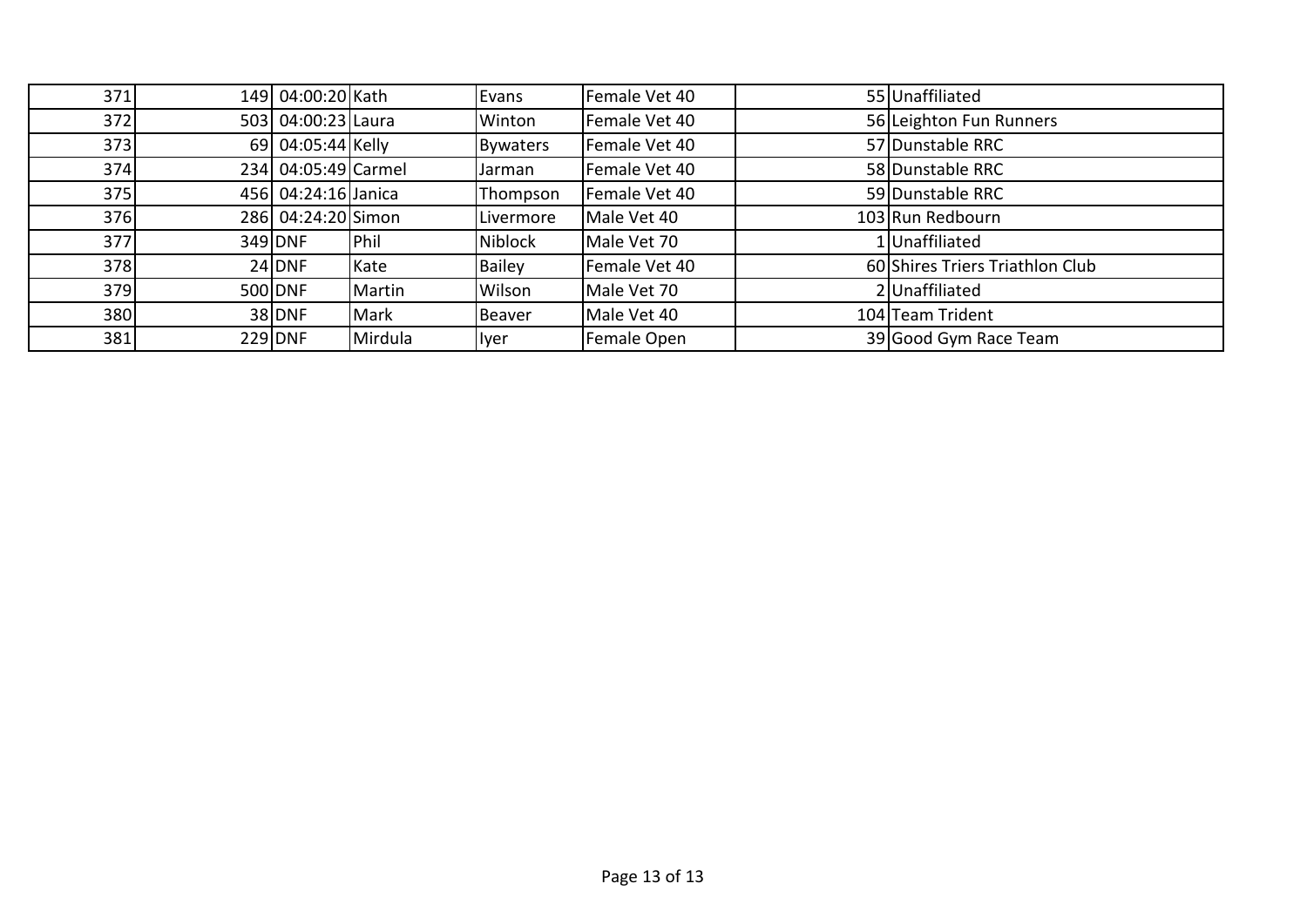| | | | | | | | |
|---|---|---|---|---|---|---|---|
| 371 | 149 | 04:00:20 | Kath | Evans | Female Vet 40 | 55 | Unaffiliated |
| 372 | 503 | 04:00:23 | Laura | Winton | Female Vet 40 | 56 | Leighton Fun Runners |
| 373 | 69 | 04:05:44 | Kelly | Bywaters | Female Vet 40 | 57 | Dunstable RRC |
| 374 | 234 | 04:05:49 | Carmel | Jarman | Female Vet 40 | 58 | Dunstable RRC |
| 375 | 456 | 04:24:16 | Janica | Thompson | Female Vet 40 | 59 | Dunstable RRC |
| 376 | 286 | 04:24:20 | Simon | Livermore | Male Vet 40 | 103 | Run Redbourn |
| 377 | 349 | DNF | Phil | Niblock | Male Vet 70 | 1 | Unaffiliated |
| 378 | 24 | DNF | Kate | Bailey | Female Vet 40 | 60 | Shires Triers Triathlon Club |
| 379 | 500 | DNF | Martin | Wilson | Male Vet 70 | 2 | Unaffiliated |
| 380 | 38 | DNF | Mark | Beaver | Male Vet 40 | 104 | Team Trident |
| 381 | 229 | DNF | Mirdula | Iyer | Female Open | 39 | Good Gym Race Team |